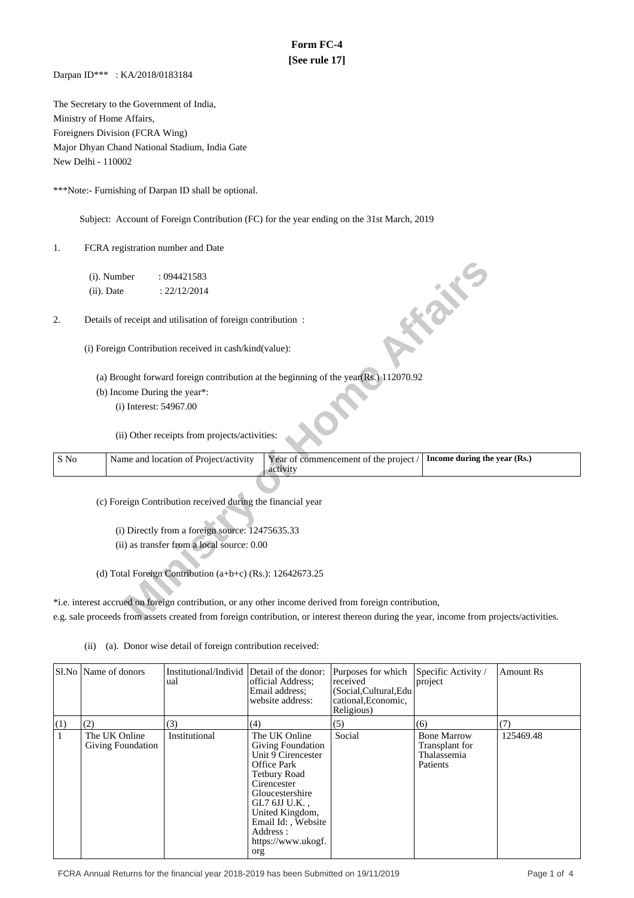# Form FC-4

**[See rule 17]**

Darpan ID*** : KA/2018/0183184

The Secretary to the Government of India,
Ministry of Home Affairs,
Foreigners Division (FCRA Wing)
Major Dhyan Chand National Stadium, India Gate
New Delhi - 110002

***Note:- Furnishing of Darpan ID shall be optional.

Subject: Account of Foreign Contribution (FC) for the year ending on the 31st March, 2019

1. FCRA registration number and Date

   (i). Number : 094421583

   (ii). Date : 22/12/2014

2. Details of receipt and utilisation of foreign contribution :

   (i) Foreign Contribution received in cash/kind(value):

   (a) Brought forward foreign contribution at the beginning of the year(Rs.) 112070.92

   (b) Income During the year*:

   (i) Interest: 54967.00

   (ii) Other receipts from projects/activities:

| S No | Name and location of Project/activity | Year of commencement of the project / activity | **Income during the year (Rs.)** |
|---|---|---|---|

(c) Foreign Contribution received during the financial year

(i) Directly from a foreign source: 12475635.33

(ii) as transfer from a local source: 0.00

(d) Total Foreign Contribution (a+b+c) (Rs.): 12642673.25

*i.e. interest accrued on foreign contribution, or any other income derived from foreign contribution, e.g. sale proceeds from assets created from foreign contribution, or interest thereon during the year, income from projects/activities.

(ii) (a). Donor wise detail of foreign contribution received:

| Sl.No | Name of donors | Institutional/Individual | Detail of the donor: official Address; Email address; website address: | Purposes for which received (Social,Cultural,Educational,Economic, Religious) | Specific Activity / project | Amount Rs |
|---|---|---|---|---|---|---|
| (1) | (2) | (3) | (4) | (5) | (6) | (7) |
| 1 | The UK Online Giving Foundation | Institutional | The UK Online Giving Foundation Unit 9 Cirencester Office Park Tetbury Road Cirencester Gloucestershire GL7 6JJ U.K. , United Kingdom, Email Id: , Website Address : https://www.ukogf.org | Social | Bone Marrow Transplant for Thalassemia Patients | 125469.48 |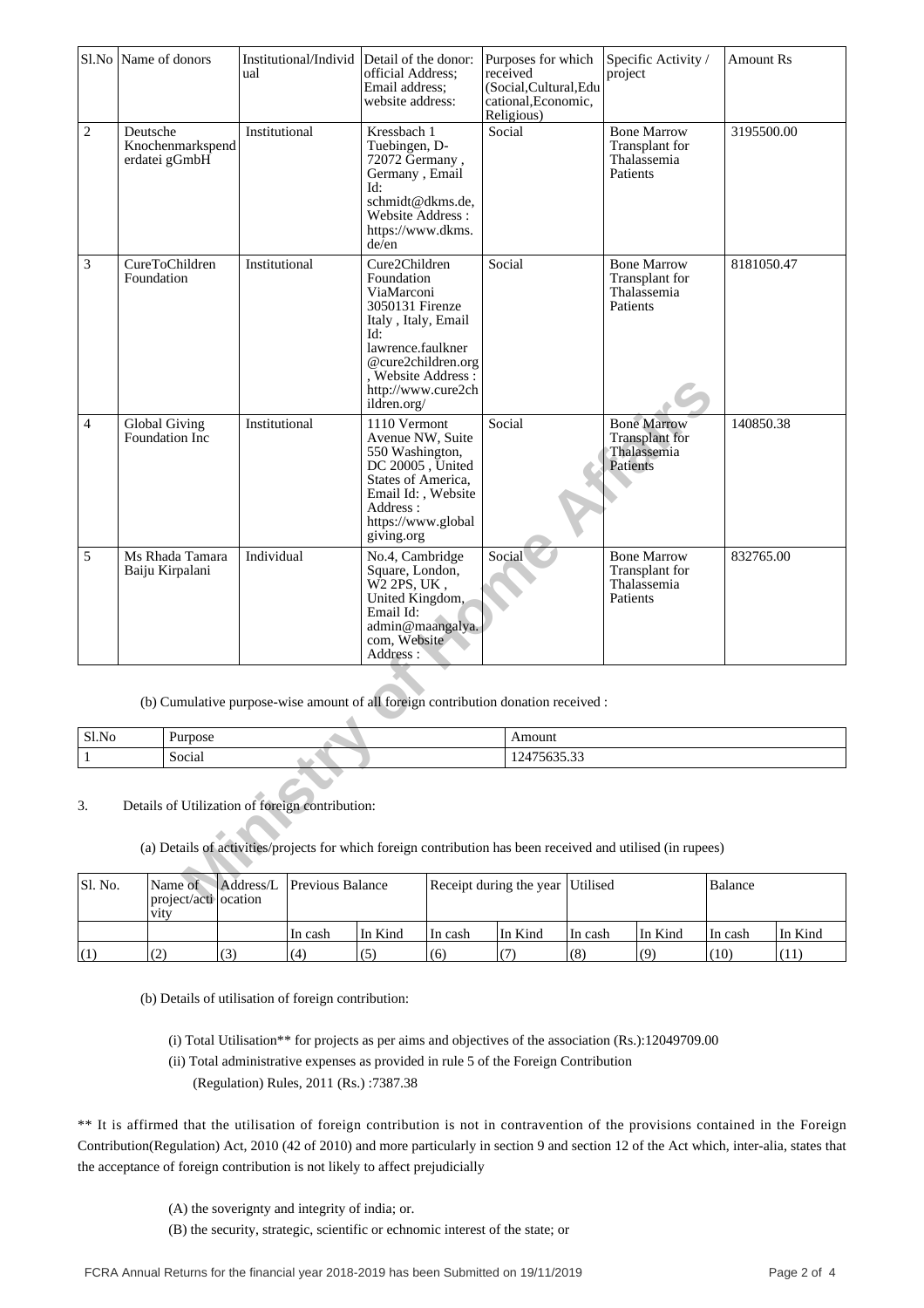| Sl.No | Name of donors | Institutional/Individual | Detail of the donor: official Address; Email address; website address: | Purposes for which received (Social,Cultural,Educational,Economic,Religious) | Specific Activity / project | Amount Rs |
|---|---|---|---|---|---|---|
| 2 | Deutsche Knochenmarkspenderdatei gGmbH | Institutional | Kressbach 1 Tuebingen, D-72072 Germany , Germany , Email Id: schmidt@dkms.de, Website Address : https://www.dkms.de/en | Social | Bone Marrow Transplant for Thalassemia Patients | 3195500.00 |
| 3 | CureToChildren Foundation | Institutional | Cure2Children Foundation ViaMarconi 3050131 Firenze Italy , Italy, Email Id: lawrence.faulkner@cure2children.org , Website Address : http://www.cure2children.org/ | Social | Bone Marrow Transplant for Thalassemia Patients | 8181050.47 |
| 4 | Global Giving Foundation Inc | Institutional | 1110 Vermont Avenue NW, Suite 550 Washington, DC 20005 , United States of America, Email Id: , Website Address : https://www.globalgiving.org | Social | Bone Marrow Transplant for Thalassemia Patients | 140850.38 |
| 5 | Ms Rhada Tamara Baiju Kirpalani | Individual | No.4, Cambridge Square, London, W2 2PS, UK , United Kingdom, Email Id: admin@maangalya.com, Website Address : | Social | Bone Marrow Transplant for Thalassemia Patients | 832765.00 |

(b) Cumulative purpose-wise amount of all foreign contribution donation received :

| Sl.No | Purpose | Amount |
|---|---|---|
| 1 | Social | 12475635.33 |

3. Details of Utilization of foreign contribution:

(a) Details of activities/projects for which foreign contribution has been received and utilised (in rupees)

| Sl. No. | Name of project/activity | Address/Location | Previous Balance | | Receipt during the year | | Utilised | | Balance | |
|---|---|---|---|---|---|---|---|---|---|---|
| | | | In cash | In Kind | In cash | In Kind | In cash | In Kind | In cash | In Kind |
| (1) | (2) | (3) | (4) | (5) | (6) | (7) | (8) | (9) | (10) | (11) |

(b) Details of utilisation of foreign contribution:

(i) Total Utilisation** for projects as per aims and objectives of the association (Rs.):12049709.00

(ii) Total administrative expenses as provided in rule 5 of the Foreign Contribution (Regulation) Rules, 2011 (Rs.) :7387.38

** It is affirmed that the utilisation of foreign contribution is not in contravention of the provisions contained in the Foreign Contribution(Regulation) Act, 2010 (42 of 2010) and more particularly in section 9 and section 12 of the Act which, inter-alia, states that the acceptance of foreign contribution is not likely to affect prejudicially

(A) the soverignty and integrity of india; or.

(B) the security, strategic, scientific or echnomic interest of the state; or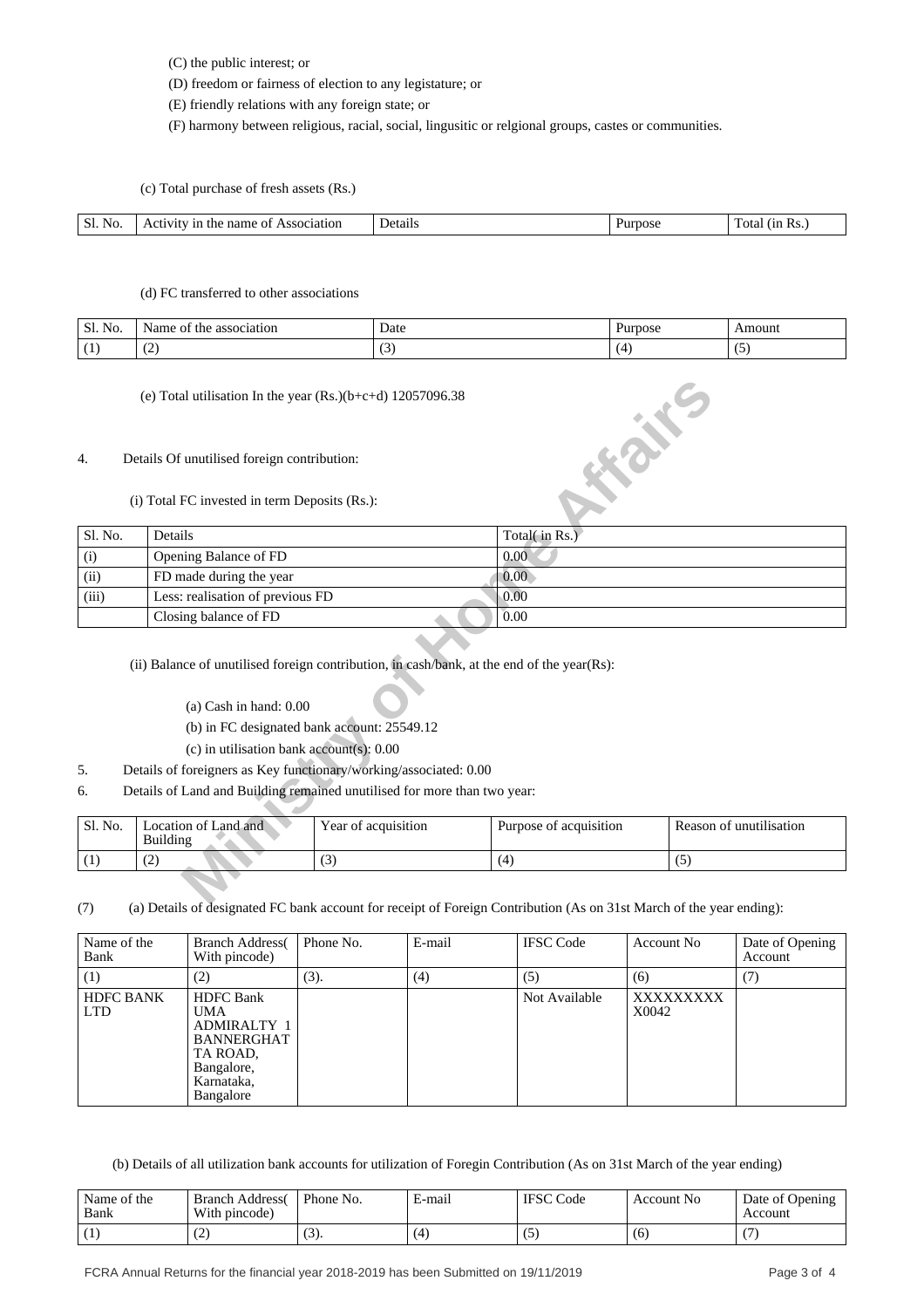(C) the public interest; or

(D) freedom or fairness of election to any legistature; or

(E) friendly relations with any foreign state; or

(F) harmony between religious, racial, social, lingusitic or relgional groups, castes or communities.

(c) Total purchase of fresh assets (Rs.)

| Sl. No. | Activity in the name of Association | Details | Purpose | Total (in Rs.) |
|---|---|---|---|---|

(d) FC transferred to other associations

| Sl. No. | Name of the association | Date | Purpose | Amount |
|---|---|---|---|---|
| (1) | (2) | (3) | (4) | (5) |

(e) Total utilisation In the year (Rs.)(b+c+d) 12057096.38

4. Details Of unutilised foreign contribution:

(i) Total FC invested in term Deposits (Rs.):

| Sl. No. | Details | Total( in Rs.) |
|---|---|---|
| (i) | Opening Balance of FD | 0.00 |
| (ii) | FD made during the year | 0.00 |
| (iii) | Less: realisation of previous FD | 0.00 |
| | Closing balance of FD | 0.00 |

(ii) Balance of unutilised foreign contribution, in cash/bank, at the end of the year(Rs):

(a) Cash in hand: 0.00

(b) in FC designated bank account: 25549.12

(c) in utilisation bank account(s): 0.00

5. Details of foreigners as Key functionary/working/associated: 0.00

6. Details of Land and Building remained unutilised for more than two year:

| Sl. No. | Location of Land and Building | Year of acquisition | Purpose of acquisition | Reason of unutilisation |
|---|---|---|---|---|
| (1) | (2) | (3) | (4) | (5) |

(7) (a) Details of designated FC bank account for receipt of Foreign Contribution (As on 31st March of the year ending):

| Name of the Bank | Branch Address( With pincode) | Phone No. | E-mail | IFSC Code | Account No | Date of Opening Account |
|---|---|---|---|---|---|---|
| (1) | (2) | (3). | (4) | (5) | (6) | (7) |
| HDFC BANK LTD | HDFC Bank UMA ADMIRALTY 1 BANNERGHATTA ROAD, Bangalore, Karnataka, Bangalore | | | Not Available | XXXXXXXXX X0042 | |

(b) Details of all utilization bank accounts for utilization of Foregin Contribution (As on 31st March of the year ending)

| Name of the Bank | Branch Address( With pincode) | Phone No. | E-mail | IFSC Code | Account No | Date of Opening Account |
|---|---|---|---|---|---|---|
| (1) | (2) | (3). | (4) | (5) | (6) | (7) |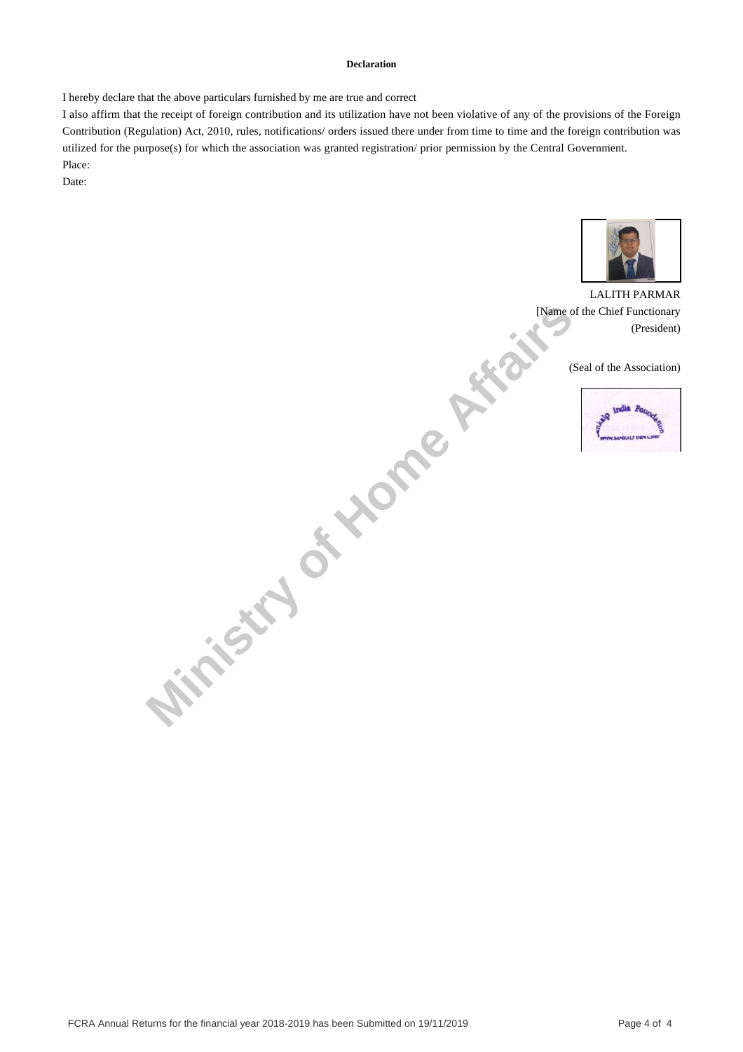**Declaration**

I hereby declare that the above particulars furnished by me are true and correct

I also affirm that the receipt of foreign contribution and its utilization have not been violative of any of the provisions of the Foreign Contribution (Regulation) Act, 2010, rules, notifications/ orders issued there under from time to time and the foreign contribution was utilized for the purpose(s) for which the association was granted registration/ prior permission by the Central Government.

Place:

Date:

LALITH PARMAR

[Name of the Chief Functionary

(President)

(Seal of the Association)

FCRA Annual Returns for the financial year 2018-2019 has been Submitted on 19/11/2019